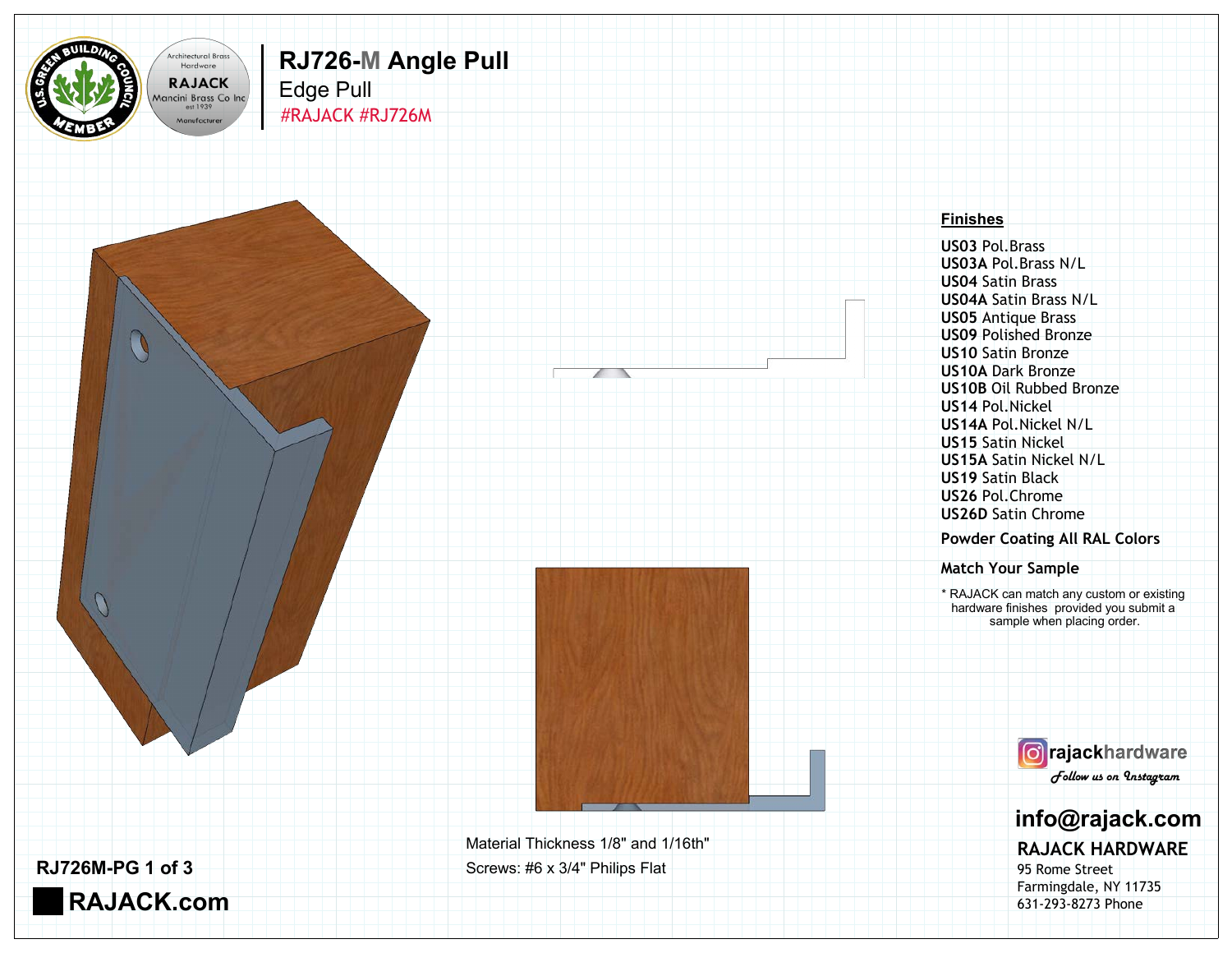# RJ726-M Angle Pull

## Edge Pull

#RAJACK #RJ726M

**Finishes**

- **US03** Pol.Brass
- **US03A** Pol.Brass N/L
- **US04** Satin Brass
- **US04A** Satin Brass N/L
- **US05** Antique Brass
- **US09** Polished Bronze
- **US10** Satin Bronze
- **US10A** Dark Bronze
- **US10B** Oil Rubbed Bronze
- **US14** Pol.Nickel
- **US14A** Pol.Nickel N/L
- **US15** Satin Nickel
- **US15A** Satin Nickel N/L
- **US19** Satin Black
- **US26** Pol.Chrome
- **US26D** Satin Chrome

**Powder Coating All RAL Colors**

**Match Your Sample**

* RAJACK can match any custom or existing hardware finishes provided you submit a sample when placing order.

Material Thickness 1/8" and 1/16th"

Screws: #6 x 3/4" Philips Flat

RJ726M-PG 1 of 3

RAJACK.com

rajackhardware
*Follow us on Instagram*

**info@rajack.com**

**RAJACK HARDWARE**
95 Rome Street
Farmingdale, NY 11735
631-293-8273 Phone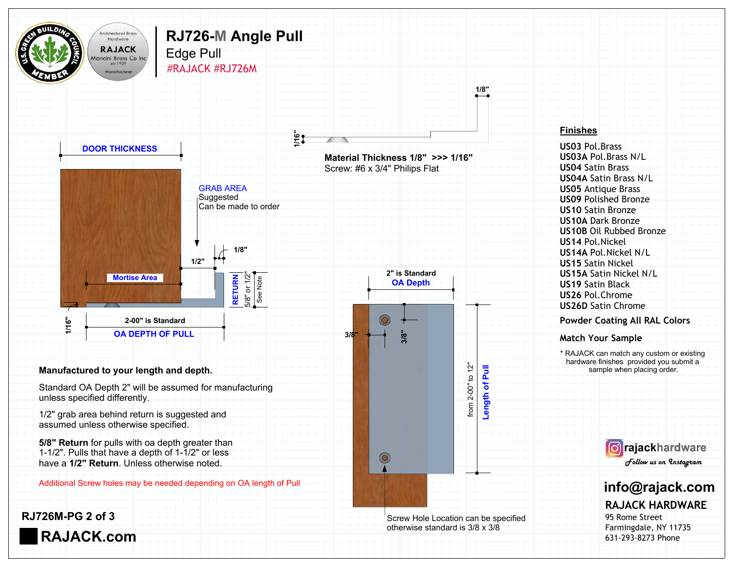# RJ726-M Angle Pull

## Edge Pull

#RAJACK #RJ726M

Material Thickness 1/8" >>> 1/16"
Screw: #6 x 3/4" Philips Flat

1/8"

1/16"

DOOR THICKNESS

GRAB AREA
Suggested
Can be made to order

1/2"

1/8"

Mortise Area

RETURN

5/8" or 1/2"

See Note

1/16"

2-00" is Standard

OA DEPTH OF PULL

2" is Standard

OA Depth

3/8"

3/8"

from 2-00" to 12"

Length of Pull

Screw Hole Location can be specified otherwise standard is 3/8 x 3/8

**Manufactured to your length and depth.**

Standard OA Depth 2" will be assumed for manufacturing unless specified differently.

1/2" grab area behind return is suggested and assumed unless otherwise specified.

**5/8" Return** for pulls with oa depth greater than 1-1/2". Pulls that have a depth of 1-1/2" or less have a **1/2" Return**. Unless otherwise noted.

Additional Screw holes may be needed depending on OA length of Pull

## Finishes

US03 Pol.Brass
US03A Pol.Brass N/L
US04 Satin Brass
US04A Satin Brass N/L
US05 Antique Brass
US09 Polished Bronze
US10 Satin Bronze
US10A Dark Bronze
US10B Oil Rubbed Bronze
US14 Pol.Nickel
US14A Pol.Nickel N/L
US15 Satin Nickel
US15A Satin Nickel N/L
US19 Satin Black
US26 Pol.Chrome
US26D Satin Chrome

Powder Coating All RAL Colors

Match Your Sample

* RAJACK can match any custom or existing hardware finishes provided you submit a sample when placing order.

rajackhardware
Follow us on Instagram

info@rajack.com

**RAJACK HARDWARE**
95 Rome Street
Farmingdale, NY 11735
631-293-8273 Phone

RJ726M-PG 2 of 3

RAJACK.com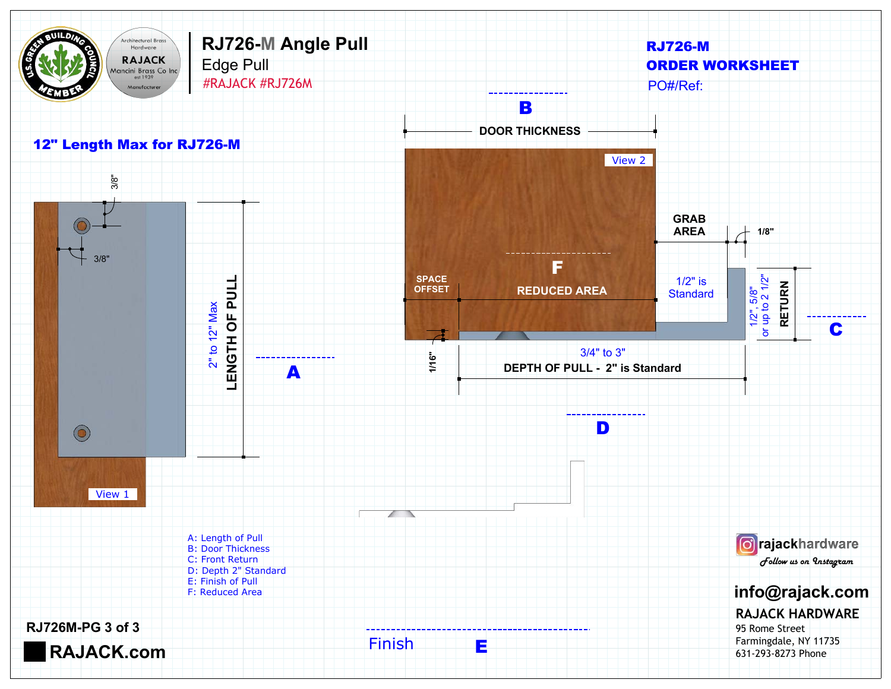# RJ726-M Angle Pull

Edge Pull

#RAJACK #RJ726M

**RJ726-M**
**ORDER WORKSHEET**

PO#/Ref:

**12" Length Max for RJ726-M**

3/8"

3/8"

View 1

2" to 12" Max
LENGTH OF PULL

A

B

DOOR THICKNESS

View 2

GRAB AREA

1/8"

F

SPACE OFFSET

REDUCED AREA

1/2" is Standard

1/2", 5/8" or up to 2 1/2"

RETURN

C

1/16"

3/4" to 3"

DEPTH OF PULL - 2" is Standard

D

A: Length of Pull
B: Door Thickness
C: Front Return
D: Depth 2" Standard
E: Finish of Pull
F: Reduced Area

Finish E

rajackhardware
Follow us on Instagram

info@rajack.com

RAJACK HARDWARE
95 Rome Street
Farmingdale, NY 11735
631-293-8273 Phone

RJ726M-PG 3 of 3

RAJACK.com